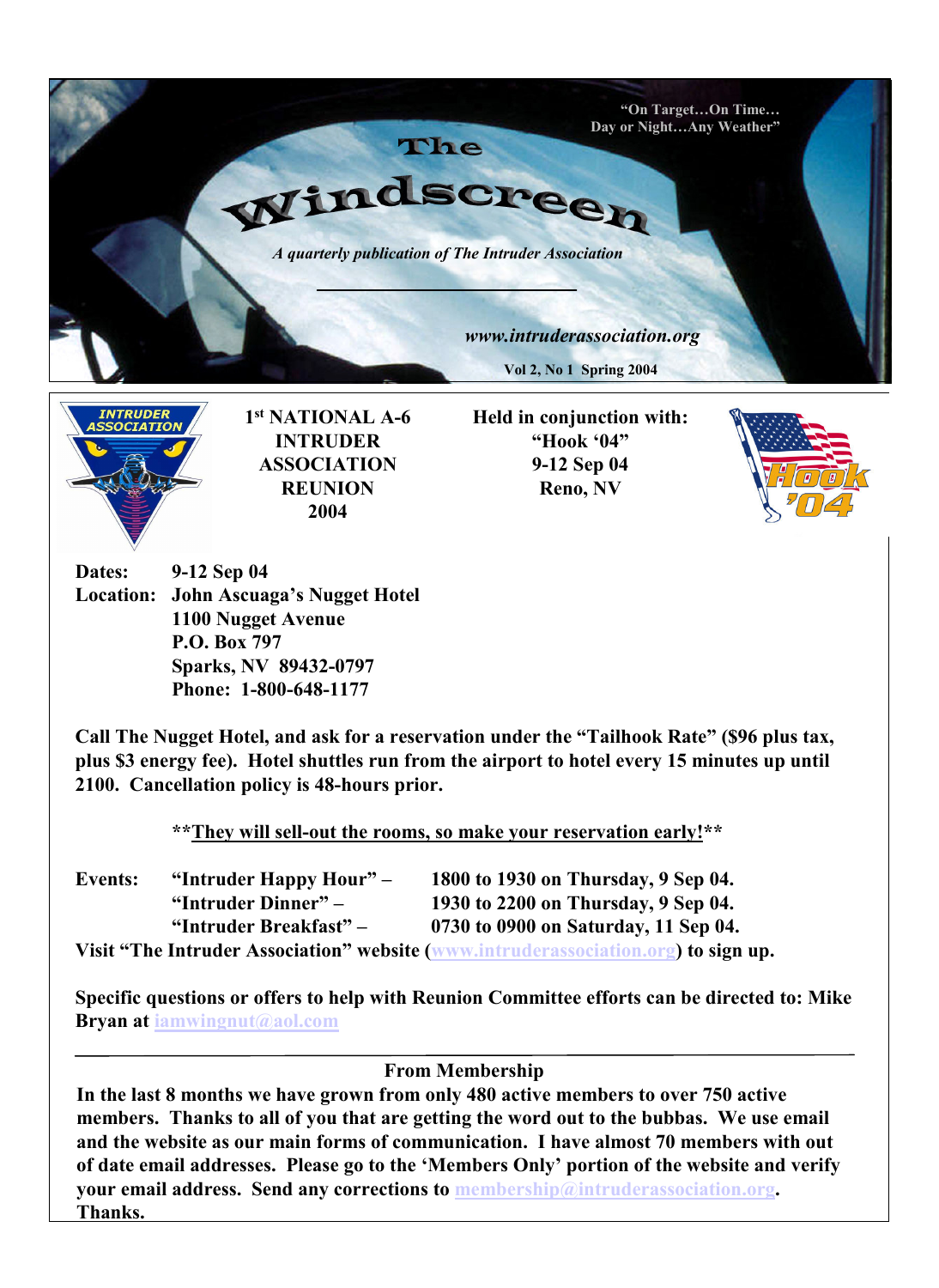"On Target…On Time…
Day or Night…Any Weather"

# The Windscreen

*A quarterly publication of The Intruder Association*

***www.intruderassociation.org***

**Vol 2, No 1 Spring 2004**

**1st NATIONAL A-6 INTRUDER ASSOCIATION REUNION 2004**

**Held in conjunction with:
"Hook '04"
9-12 Sep 04
Reno, NV**

**Dates:** **9-12 Sep 04**
**Location:** **John Ascuaga's Nugget Hotel
1100 Nugget Avenue
P.O. Box 797
Sparks, NV 89432-0797
Phone: 1-800-648-1177**

**Call The Nugget Hotel, and ask for a reservation under the "Tailhook Rate" ($96 plus tax, plus $3 energy fee). Hotel shuttles run from the airport to hotel every 15 minutes up until 2100. Cancellation policy is 48-hours prior.**

**\*\*<u>They will sell-out the rooms, so make your reservation early!</u>\*\***

**Events:**

| | |
|---|---|
| **"Intruder Happy Hour" –** | **1800 to 1930 on Thursday, 9 Sep 04.** |
| **"Intruder Dinner" –** | **1930 to 2200 on Thursday, 9 Sep 04.** |
| **"Intruder Breakfast" –** | **0730 to 0900 on Saturday, 11 Sep 04.** |

**Visit "The Intruder Association" website (www.intruderassociation.org) to sign up.**

**Specific questions or offers to help with Reunion Committee efforts can be directed to: Mike Bryan at iamwingnut@aol.com**

---

## From Membership

**In the last 8 months we have grown from only 480 active members to over 750 active members. Thanks to all of you that are getting the word out to the bubbas. We use email and the website as our main forms of communication. I have almost 70 members with out of date email addresses. Please go to the 'Members Only' portion of the website and verify your email address. Send any corrections to membership@intruderassociation.org. Thanks.**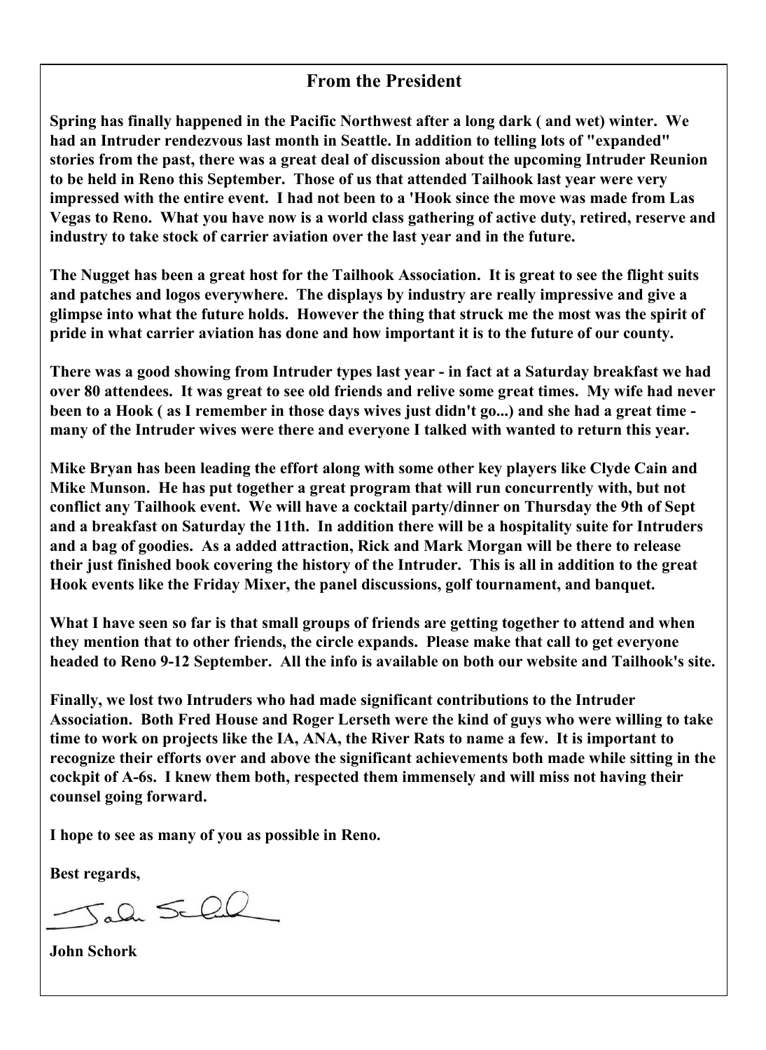## From the President

**Spring has finally happened in the Pacific Northwest after a long dark ( and wet) winter. We had an Intruder rendezvous last month in Seattle. In addition to telling lots of "expanded" stories from the past, there was a great deal of discussion about the upcoming Intruder Reunion to be held in Reno this September. Those of us that attended Tailhook last year were very impressed with the entire event. I had not been to a 'Hook since the move was made from Las Vegas to Reno. What you have now is a world class gathering of active duty, retired, reserve and industry to take stock of carrier aviation over the last year and in the future.**

**The Nugget has been a great host for the Tailhook Association. It is great to see the flight suits and patches and logos everywhere. The displays by industry are really impressive and give a glimpse into what the future holds. However the thing that struck me the most was the spirit of pride in what carrier aviation has done and how important it is to the future of our county.**

**There was a good showing from Intruder types last year - in fact at a Saturday breakfast we had over 80 attendees. It was great to see old friends and relive some great times. My wife had never been to a Hook ( as I remember in those days wives just didn't go...) and she had a great time - many of the Intruder wives were there and everyone I talked with wanted to return this year.**

**Mike Bryan has been leading the effort along with some other key players like Clyde Cain and Mike Munson. He has put together a great program that will run concurrently with, but not conflict any Tailhook event. We will have a cocktail party/dinner on Thursday the 9th of Sept and a breakfast on Saturday the 11th. In addition there will be a hospitality suite for Intruders and a bag of goodies. As a added attraction, Rick and Mark Morgan will be there to release their just finished book covering the history of the Intruder. This is all in addition to the great Hook events like the Friday Mixer, the panel discussions, golf tournament, and banquet.**

**What I have seen so far is that small groups of friends are getting together to attend and when they mention that to other friends, the circle expands. Please make that call to get everyone headed to Reno 9-12 September. All the info is available on both our website and Tailhook's site.**

**Finally, we lost two Intruders who had made significant contributions to the Intruder Association. Both Fred House and Roger Lerseth were the kind of guys who were willing to take time to work on projects like the IA, ANA, the River Rats to name a few. It is important to recognize their efforts over and above the significant achievements both made while sitting in the cockpit of A-6s. I knew them both, respected them immensely and will miss not having their counsel going forward.**

**I hope to see as many of you as possible in Reno.**

**Best regards,**

**John Schork**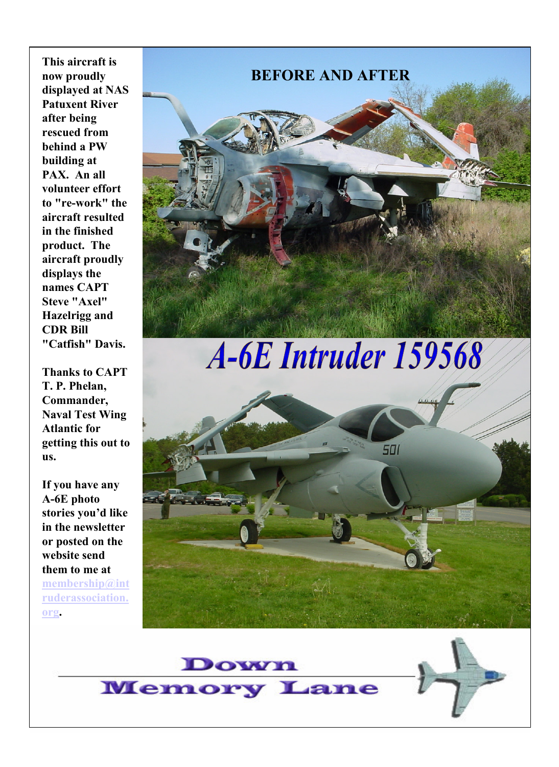## BEFORE AND AFTER

# A-6E Intruder 159568

This aircraft is now proudly displayed at NAS Patuxent River after being rescued from behind a PW building at PAX. An all volunteer effort to "re-work" the aircraft resulted in the finished product. The aircraft proudly displays the names CAPT Steve "Axel" Hazelrigg and CDR Bill "Catfish" Davis.

Thanks to CAPT T. P. Phelan, Commander, Naval Test Wing Atlantic for getting this out to us.

If you have any A-6E photo stories you'd like in the newsletter or posted on the website send them to me at membership@intruderassociation.org.

## Down Memory Lane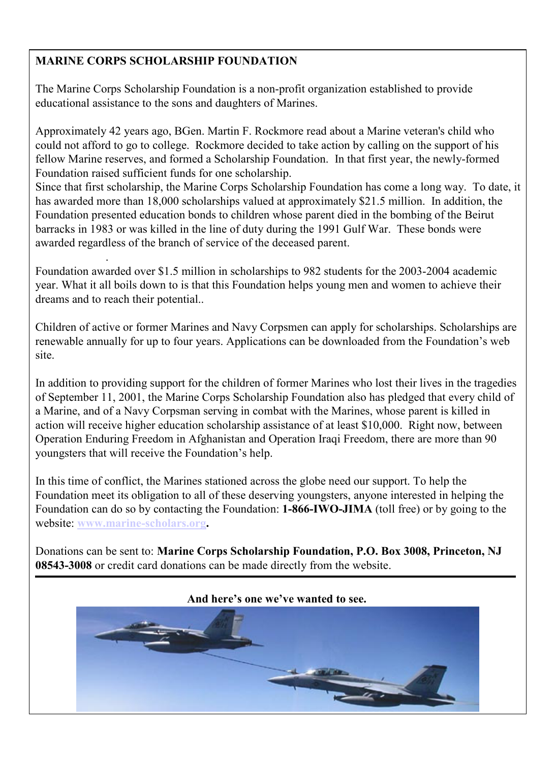**MARINE CORPS SCHOLARSHIP FOUNDATION**

The Marine Corps Scholarship Foundation is a non-profit organization established to provide educational assistance to the sons and daughters of Marines.

Approximately 42 years ago, BGen. Martin F. Rockmore read about a Marine veteran's child who could not afford to go to college. Rockmore decided to take action by calling on the support of his fellow Marine reserves, and formed a Scholarship Foundation. In that first year, the newly-formed Foundation raised sufficient funds for one scholarship.
Since that first scholarship, the Marine Corps Scholarship Foundation has come a long way. To date, it has awarded more than 18,000 scholarships valued at approximately $21.5 million. In addition, the Foundation presented education bonds to children whose parent died in the bombing of the Beirut barracks in 1983 or was killed in the line of duty during the 1991 Gulf War. These bonds were awarded regardless of the branch of service of the deceased parent.

.

Foundation awarded over $1.5 million in scholarships to 982 students for the 2003-2004 academic year. What it all boils down to is that this Foundation helps young men and women to achieve their dreams and to reach their potential..

Children of active or former Marines and Navy Corpsmen can apply for scholarships. Scholarships are renewable annually for up to four years. Applications can be downloaded from the Foundation's web site.

In addition to providing support for the children of former Marines who lost their lives in the tragedies of September 11, 2001, the Marine Corps Scholarship Foundation also has pledged that every child of a Marine, and of a Navy Corpsman serving in combat with the Marines, whose parent is killed in action will receive higher education scholarship assistance of at least $10,000. Right now, between Operation Enduring Freedom in Afghanistan and Operation Iraqi Freedom, there are more than 90 youngsters that will receive the Foundation's help.

In this time of conflict, the Marines stationed across the globe need our support. To help the Foundation meet its obligation to all of these deserving youngsters, anyone interested in helping the Foundation can do so by contacting the Foundation: **1-866-IWO-JIMA** (toll free) or by going to the website: **www.marine-scholars.org.**

Donations can be sent to: **Marine Corps Scholarship Foundation, P.O. Box 3008, Princeton, NJ 08543-3008** or credit card donations can be made directly from the website.

---

**And here's one we've wanted to see.**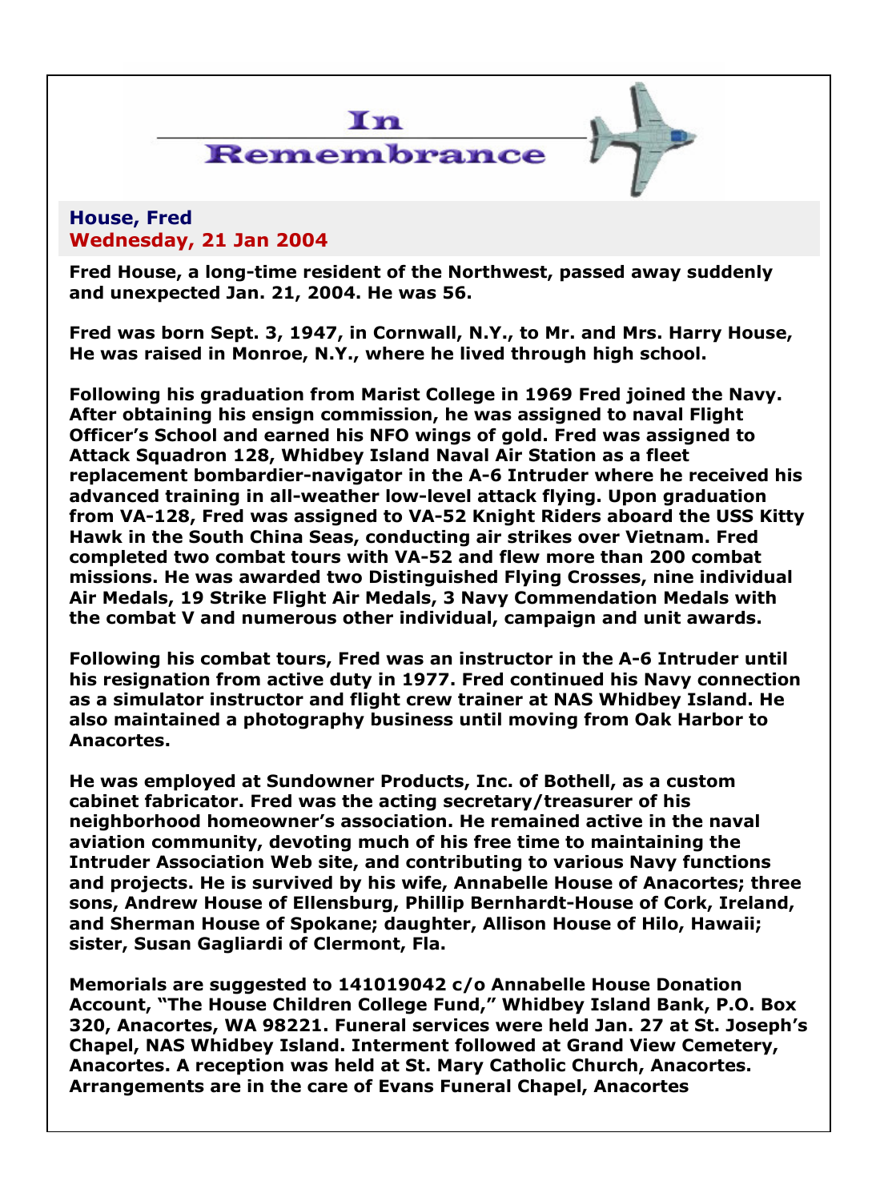# In Remembrance

**House, Fred**
**Wednesday, 21 Jan 2004**

**Fred House, a long-time resident of the Northwest, passed away suddenly and unexpected Jan. 21, 2004. He was 56.**

**Fred was born Sept. 3, 1947, in Cornwall, N.Y., to Mr. and Mrs. Harry House, He was raised in Monroe, N.Y., where he lived through high school.**

**Following his graduation from Marist College in 1969 Fred joined the Navy. After obtaining his ensign commission, he was assigned to naval Flight Officer's School and earned his NFO wings of gold. Fred was assigned to Attack Squadron 128, Whidbey Island Naval Air Station as a fleet replacement bombardier-navigator in the A-6 Intruder where he received his advanced training in all-weather low-level attack flying. Upon graduation from VA-128, Fred was assigned to VA-52 Knight Riders aboard the USS Kitty Hawk in the South China Seas, conducting air strikes over Vietnam. Fred completed two combat tours with VA-52 and flew more than 200 combat missions. He was awarded two Distinguished Flying Crosses, nine individual Air Medals, 19 Strike Flight Air Medals, 3 Navy Commendation Medals with the combat V and numerous other individual, campaign and unit awards.**

**Following his combat tours, Fred was an instructor in the A-6 Intruder until his resignation from active duty in 1977. Fred continued his Navy connection as a simulator instructor and flight crew trainer at NAS Whidbey Island. He also maintained a photography business until moving from Oak Harbor to Anacortes.**

**He was employed at Sundowner Products, Inc. of Bothell, as a custom cabinet fabricator. Fred was the acting secretary/treasurer of his neighborhood homeowner's association. He remained active in the naval aviation community, devoting much of his free time to maintaining the Intruder Association Web site, and contributing to various Navy functions and projects. He is survived by his wife, Annabelle House of Anacortes; three sons, Andrew House of Ellensburg, Phillip Bernhardt-House of Cork, Ireland, and Sherman House of Spokane; daughter, Allison House of Hilo, Hawaii; sister, Susan Gagliardi of Clermont, Fla.**

**Memorials are suggested to 141019042 c/o Annabelle House Donation Account, "The House Children College Fund," Whidbey Island Bank, P.O. Box 320, Anacortes, WA 98221. Funeral services were held Jan. 27 at St. Joseph's Chapel, NAS Whidbey Island. Interment followed at Grand View Cemetery, Anacortes. A reception was held at St. Mary Catholic Church, Anacortes. Arrangements are in the care of Evans Funeral Chapel, Anacortes**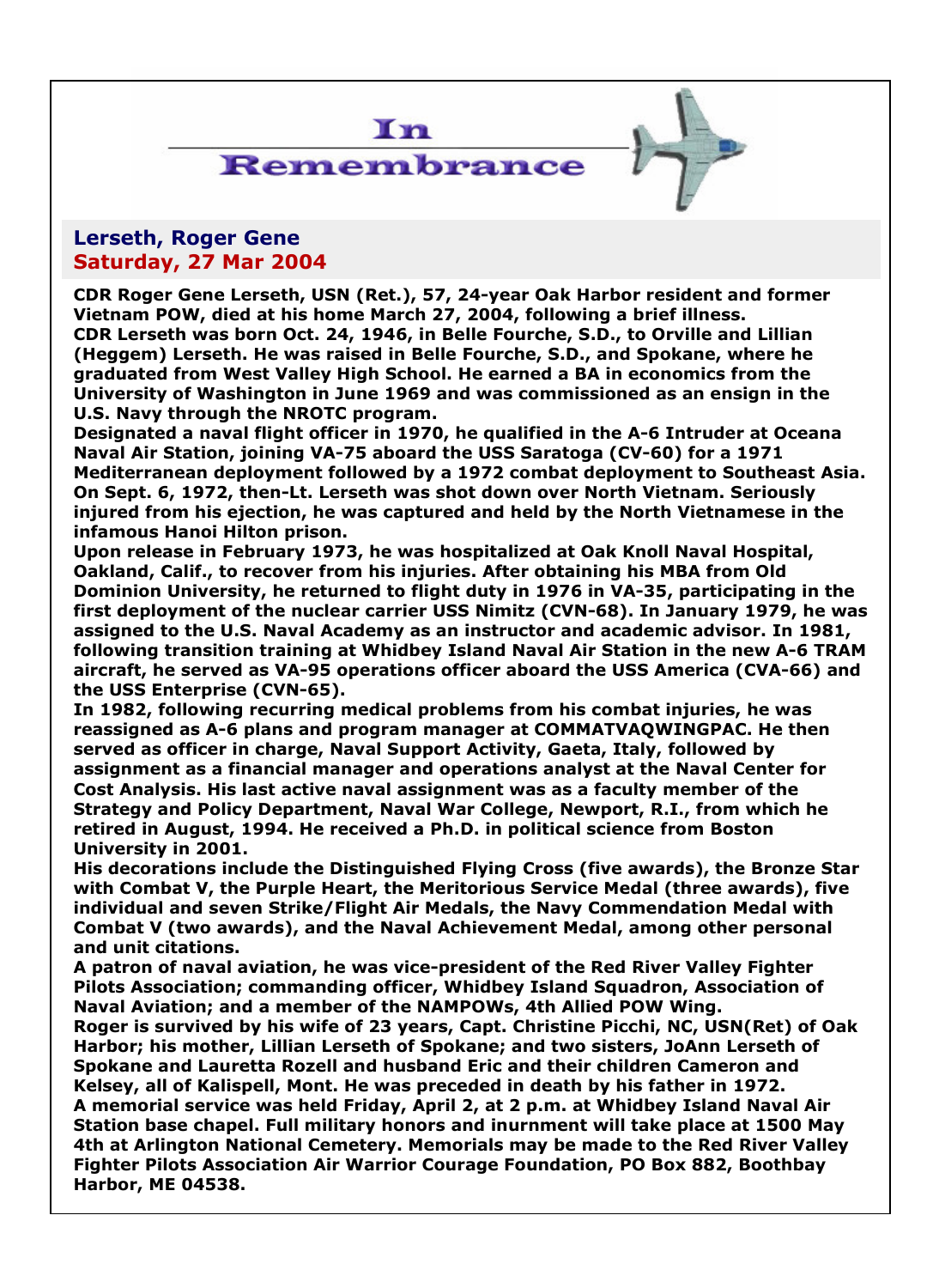# In Remembrance

## Lerseth, Roger Gene
## Saturday, 27 Mar 2004

**CDR Roger Gene Lerseth, USN (Ret.), 57, 24-year Oak Harbor resident and former Vietnam POW, died at his home March 27, 2004, following a brief illness.**

**CDR Lerseth was born Oct. 24, 1946, in Belle Fourche, S.D., to Orville and Lillian (Heggem) Lerseth. He was raised in Belle Fourche, S.D., and Spokane, where he graduated from West Valley High School. He earned a BA in economics from the University of Washington in June 1969 and was commissioned as an ensign in the U.S. Navy through the NROTC program.**

**Designated a naval flight officer in 1970, he qualified in the A-6 Intruder at Oceana Naval Air Station, joining VA-75 aboard the USS Saratoga (CV-60) for a 1971 Mediterranean deployment followed by a 1972 combat deployment to Southeast Asia. On Sept. 6, 1972, then-Lt. Lerseth was shot down over North Vietnam. Seriously injured from his ejection, he was captured and held by the North Vietnamese in the infamous Hanoi Hilton prison.**

**Upon release in February 1973, he was hospitalized at Oak Knoll Naval Hospital, Oakland, Calif., to recover from his injuries. After obtaining his MBA from Old Dominion University, he returned to flight duty in 1976 in VA-35, participating in the first deployment of the nuclear carrier USS Nimitz (CVN-68). In January 1979, he was assigned to the U.S. Naval Academy as an instructor and academic advisor. In 1981, following transition training at Whidbey Island Naval Air Station in the new A-6 TRAM aircraft, he served as VA-95 operations officer aboard the USS America (CVA-66) and the USS Enterprise (CVN-65).**

**In 1982, following recurring medical problems from his combat injuries, he was reassigned as A-6 plans and program manager at COMMATVAQWINGPAC. He then served as officer in charge, Naval Support Activity, Gaeta, Italy, followed by assignment as a financial manager and operations analyst at the Naval Center for Cost Analysis. His last active naval assignment was as a faculty member of the Strategy and Policy Department, Naval War College, Newport, R.I., from which he retired in August, 1994. He received a Ph.D. in political science from Boston University in 2001.**

**His decorations include the Distinguished Flying Cross (five awards), the Bronze Star with Combat V, the Purple Heart, the Meritorious Service Medal (three awards), five individual and seven Strike/Flight Air Medals, the Navy Commendation Medal with Combat V (two awards), and the Naval Achievement Medal, among other personal and unit citations.**

**A patron of naval aviation, he was vice-president of the Red River Valley Fighter Pilots Association; commanding officer, Whidbey Island Squadron, Association of Naval Aviation; and a member of the NAMPOWs, 4th Allied POW Wing.**

**Roger is survived by his wife of 23 years, Capt. Christine Picchi, NC, USN(Ret) of Oak Harbor; his mother, Lillian Lerseth of Spokane; and two sisters, JoAnn Lerseth of Spokane and Lauretta Rozell and husband Eric and their children Cameron and Kelsey, all of Kalispell, Mont. He was preceded in death by his father in 1972.**

**A memorial service was held Friday, April 2, at 2 p.m. at Whidbey Island Naval Air Station base chapel. Full military honors and inurnment will take place at 1500 May 4th at Arlington National Cemetery. Memorials may be made to the Red River Valley Fighter Pilots Association Air Warrior Courage Foundation, PO Box 882, Boothbay Harbor, ME 04538.**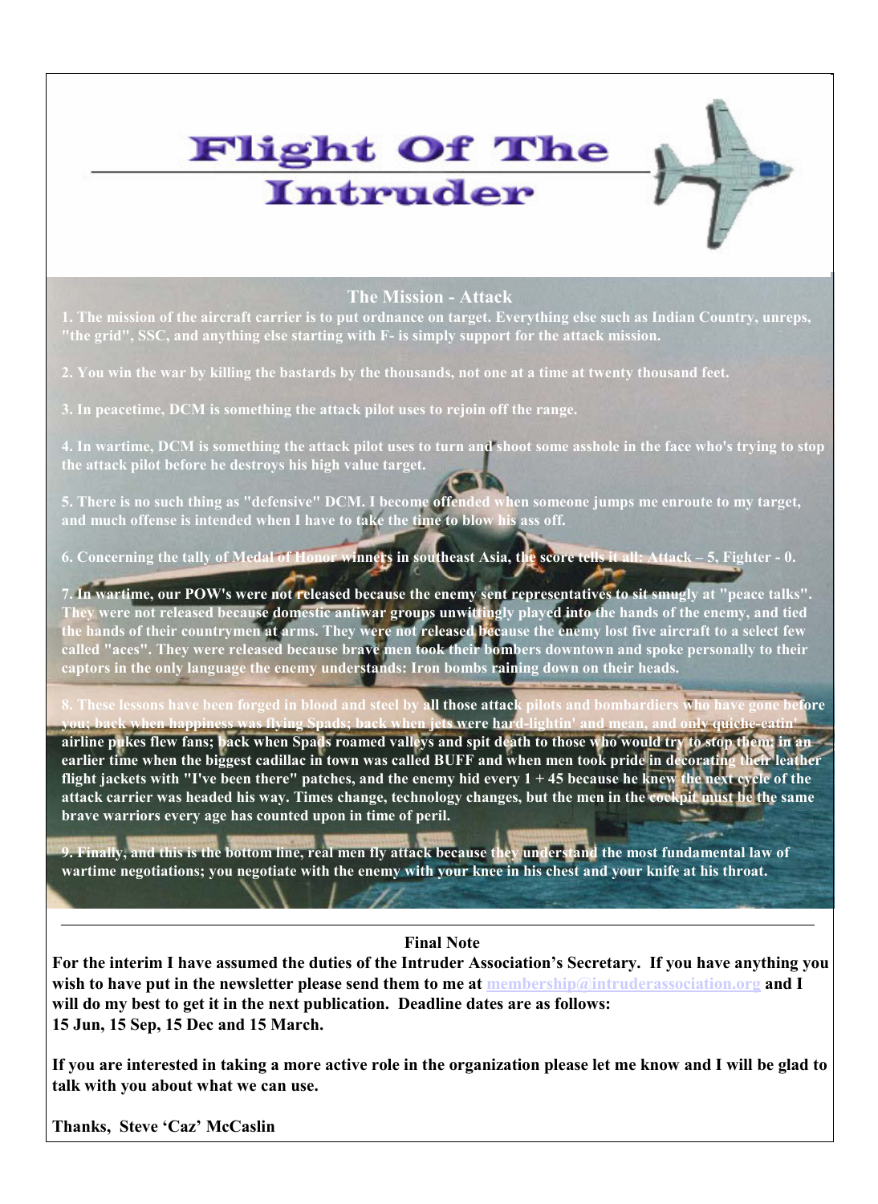# Flight Of The Intruder

## The Mission - Attack

**1. The mission of the aircraft carrier is to put ordnance on target. Everything else such as Indian Country, unreps, "the grid", SSC, and anything else starting with F- is simply support for the attack mission.**

**2. You win the war by killing the bastards by the thousands, not one at a time at twenty thousand feet.**

**3. In peacetime, DCM is something the attack pilot uses to rejoin off the range.**

**4. In wartime, DCM is something the attack pilot uses to turn and shoot some asshole in the face who's trying to stop the attack pilot before he destroys his high value target.**

**5. There is no such thing as "defensive" DCM. I become offended when someone jumps me enroute to my target, and much offense is intended when I have to take the time to blow his ass off.**

**6. Concerning the tally of Medal of Honor winners in southeast Asia, the score tells it all: Attack – 5, Fighter - 0.**

**7. In wartime, our POW's were not released because the enemy sent representatives to sit smugly at "peace talks". They were not released because domestic antiwar groups unwittingly played into the hands of the enemy, and tied the hands of their countrymen at arms. They were not released because the enemy lost five aircraft to a select few called "aces". They were released because brave men took their bombers downtown and spoke personally to their captors in the only language the enemy understands: Iron bombs raining down on their heads.**

**8. These lessons have been forged in blood and steel by all those attack pilots and bombardiers who have gone before you; back when happiness was flying Spads; back when jets were hard-lightin' and mean, and only quiche-eatin' airline pukes flew fans; back when Spads roamed valleys and spit death to those who would try to stop them; in an earlier time when the biggest cadillac in town was called BUFF and when men took pride in decorating their leather flight jackets with "I've been there" patches, and the enemy hid every 1 + 45 because he knew the next cycle of the attack carrier was headed his way. Times change, technology changes, but the men in the cockpit must be the same brave warriors every age has counted upon in time of peril.**

**9. Finally, and this is the bottom line, real men fly attack because they understand the most fundamental law of wartime negotiations; you negotiate with the enemy with your knee in his chest and your knife at his throat.**

---

**Final Note**

**For the interim I have assumed the duties of the Intruder Association's Secretary. If you have anything you wish to have put in the newsletter please send them to me at membership@intruderassociation.org and I will do my best to get it in the next publication. Deadline dates are as follows:**
**15 Jun, 15 Sep, 15 Dec and 15 March.**

**If you are interested in taking a more active role in the organization please let me know and I will be glad to talk with you about what we can use.**

**Thanks, Steve 'Caz' McCaslin**